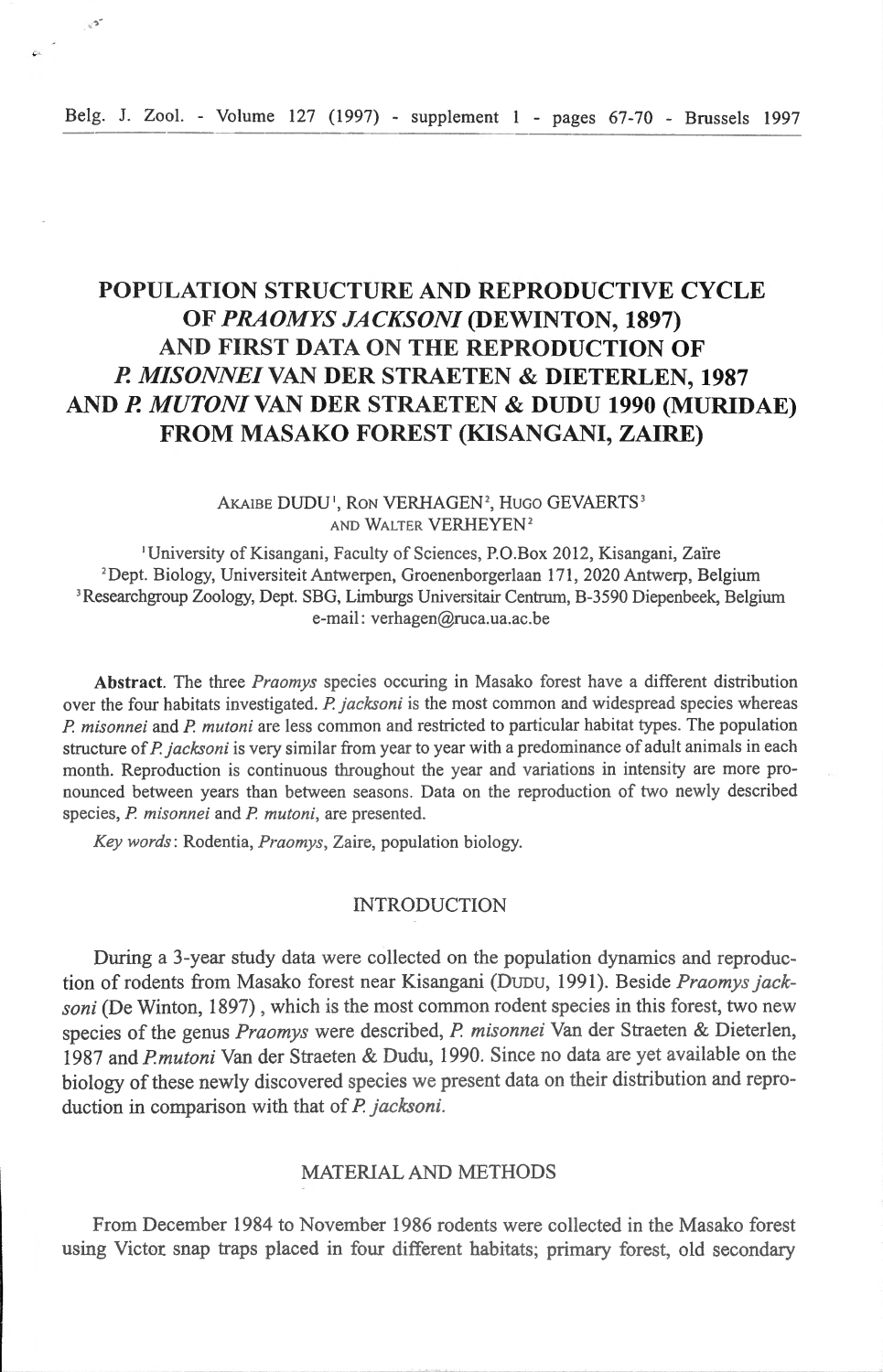# POPULATION STRUCTURE AND REPRODUCTIVE CYCLE OF *PRAOMYS JACKSONI* (DEWINTON, 1897) AND FIRST DATA ON THE REPRODUCTION OF *P. MISONNEI* VAN DER STRAETEN & DIETERLEN, 1987 AND *P. MUTONI* VAN DER STRAETEN & DUDU 1990 (MURIDAE) FROM MASAKO FOREST (KISANGANI, ZAIRE)

AKAIBE DUDU[1], RON VERHAGEN[2], HUGO GEVAERTS[3] AND WALTER VERHEYEN[2]

[1]University of Kisangani, Faculty of Sciences, P.O.Box 2012, Kisangani, Zaïre
[2]Dept. Biology, Universiteit Antwerpen, Groenenborgerlaan 171, 2020 Antwerp, Belgium
[3]Researchgroup Zoology, Dept. SBG, Limburgs Universitair Centrum, B-3590 Diepenbeek, Belgium
e-mail: verhagen@ruca.ua.ac.be

**Abstract**. The three *Praomys* species occuring in Masako forest have a different distribution over the four habitats investigated. *P. jacksoni* is the most common and widespread species whereas *P. misonnei* and *P. mutoni* are less common and restricted to particular habitat types. The population structure of *P. jacksoni* is very similar from year to year with a predominance of adult animals in each month. Reproduction is continuous throughout the year and variations in intensity are more pronounced between years than between seasons. Data on the reproduction of two newly described species, *P. misonnei* and *P. mutoni*, are presented.

*Key words*: Rodentia, *Praomys*, Zaire, population biology.

## INTRODUCTION

During a 3-year study data were collected on the population dynamics and reproduction of rodents from Masako forest near Kisangani (DUDU, 1991). Beside *Praomys jacksoni* (De Winton, 1897) , which is the most common rodent species in this forest, two new species of the genus *Praomys* were described, *P. misonnei* Van der Straeten & Dieterlen, 1987 and *P. mutoni* Van der Straeten & Dudu, 1990. Since no data are yet available on the biology of these newly discovered species we present data on their distribution and reproduction in comparison with that of *P. jacksoni*.

## MATERIAL AND METHODS

From December 1984 to November 1986 rodents were collected in the Masako forest using Victor snap traps placed in four different habitats; primary forest, old secondary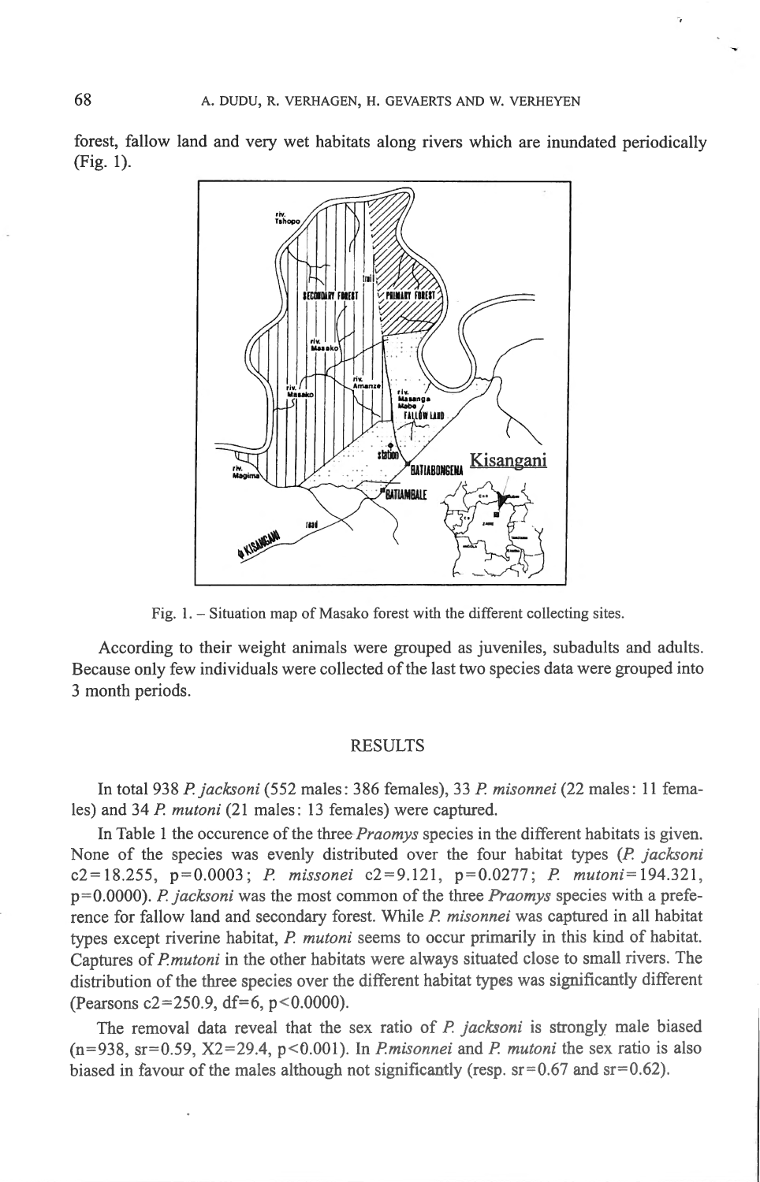forest, fallow land and very wet habitats along rivers which are inundated periodically (Fig. 1).

Fig. 1. – Situation map of Masako forest with the different collecting sites.

According to their weight animals were grouped as juveniles, subadults and adults. Because only few individuals were collected of the last two species data were grouped into 3 month periods.

## RESULTS

In total 938 *P. jacksoni* (552 males: 386 females), 33 *P. misonnei* (22 males: 11 females) and 34 *P. mutoni* (21 males: 13 females) were captured.

In Table 1 the occurence of the three *Praomys* species in the different habitats is given. None of the species was evenly distributed over the four habitat types (*P. jacksoni* $c2=18.255$, $p=0.0003$; *P. missonei* $c2=9.121$, $p=0.0277$; *P. mutoni*$=194.321$, $p=0.0000$). *P. jacksoni* was the most common of the three *Praomys* species with a preference for fallow land and secondary forest. While *P. misonnei* was captured in all habitat types except riverine habitat, *P. mutoni* seems to occur primarily in this kind of habitat. Captures of *P. mutoni* in the other habitats were always situated close to small rivers. The distribution of the three species over the different habitat types was significantly different (Pearsons $c2=250.9$, $df=6$, $p<0.0000$).

The removal data reveal that the sex ratio of *P. jacksoni* is strongly male biased ($n=938$, $sr=0.59$, $X2=29.4$, $p<0.001$). In *P. misonnei* and *P. mutoni* the sex ratio is also biased in favour of the males although not significantly (resp. $sr=0.67$ and $sr=0.62$).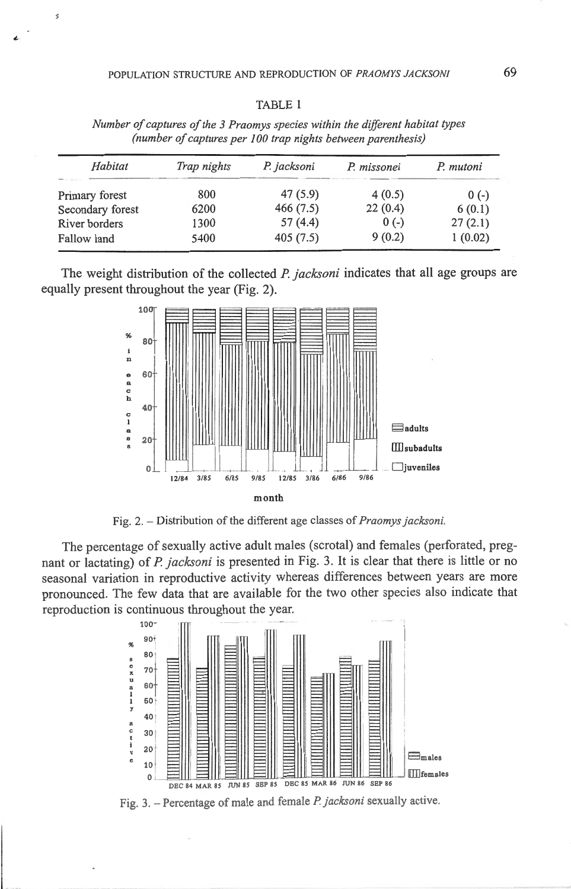TABLE 1

*Number of captures of the 3 Praomys species within the different habitat types (number of captures per 100 trap nights between parenthesis)*

| *Habitat* | *Trap nights* | *P. jacksoni* | *P. missonei* | *P. mutoni* |
|---|---|---|---|---|
| Primary forest | 800 | 47 (5.9) | 4 (0.5) | 0 (-) |
| Secondary forest | 6200 | 466 (7.5) | 22 (0.4) | 6 (0.1) |
| River borders | 1300 | 57 (4.4) | 0 (-) | 27 (2.1) |
| Fallow land | 5400 | 405 (7.5) | 9 (0.2) | 1 (0.02) |

The weight distribution of the collected *P. jacksoni* indicates that all age groups are equally present throughout the year (Fig. 2).

Fig. 2. – Distribution of the different age classes of *Praomys jacksoni.*

The percentage of sexually active adult males (scrotal) and females (perforated, pregnant or lactating) of *P. jacksoni* is presented in Fig. 3. It is clear that there is little or no seasonal variation in reproductive activity whereas differences between years are more pronounced. The few data that are available for the two other species also indicate that reproduction is continuous throughout the year.

Fig. 3. – Percentage of male and female *P. jacksoni* sexually active.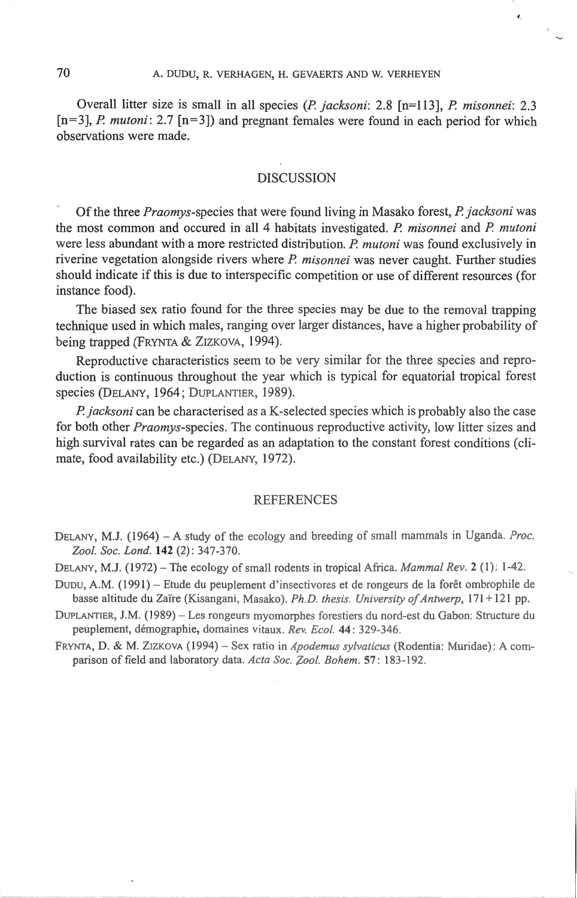Overall litter size is small in all species (*P. jacksoni*: 2.8 [n=113], *P. misonnei*: 2.3 [n=3], *P. mutoni*: 2.7 [n=3]) and pregnant females were found in each period for which observations were made.

## DISCUSSION

Of the three *Praomys*-species that were found living in Masako forest, *P. jacksoni* was the most common and occured in all 4 habitats investigated. *P. misonnei* and *P. mutoni* were less abundant with a more restricted distribution. *P. mutoni* was found exclusively in riverine vegetation alongside rivers where *P. misonnei* was never caught. Further studies should indicate if this is due to interspecific competition or use of different resources (for instance food).

The biased sex ratio found for the three species may be due to the removal trapping technique used in which males, ranging over larger distances, have a higher probability of being trapped (Frynta & Zizkova, 1994).

Reproductive characteristics seem to be very similar for the three species and reproduction is continuous throughout the year which is typical for equatorial tropical forest species (Delany, 1964; Duplantier, 1989).

*P. jacksoni* can be characterised as a K-selected species which is probably also the case for both other *Praomys*-species. The continuous reproductive activity, low litter sizes and high survival rates can be regarded as an adaptation to the constant forest conditions (climate, food availability etc.) (Delany, 1972).

## REFERENCES

Delany, M.J. (1964) – A study of the ecology and breeding of small mammals in Uganda. *Proc. Zool. Soc. Lond.* **142** (2): 347-370.

Delany, M.J. (1972) – The ecology of small rodents in tropical Africa. *Mammal Rev.* **2** (1): 1-42.

Dudu, A.M. (1991) – Etude du peuplement d'insectivores et de rongeurs de la forêt ombrophile de basse altitude du Zaïre (Kisangani, Masako). *Ph.D. thesis. University of Antwerp*, 171+121 pp.

Duplantier, J.M. (1989) – Les rongeurs myomorphes forestiers du nord-est du Gabon: Structure du peuplement, démographie, domaines vitaux. *Rev. Ecol.* **44**: 329-346.

Frynta, D. & M. Zizkova (1994) – Sex ratio in *Apodemus sylvaticus* (Rodentia: Muridae): A comparison of field and laboratory data. *Acta Soc. Zool. Bohem.* **57**: 183-192.